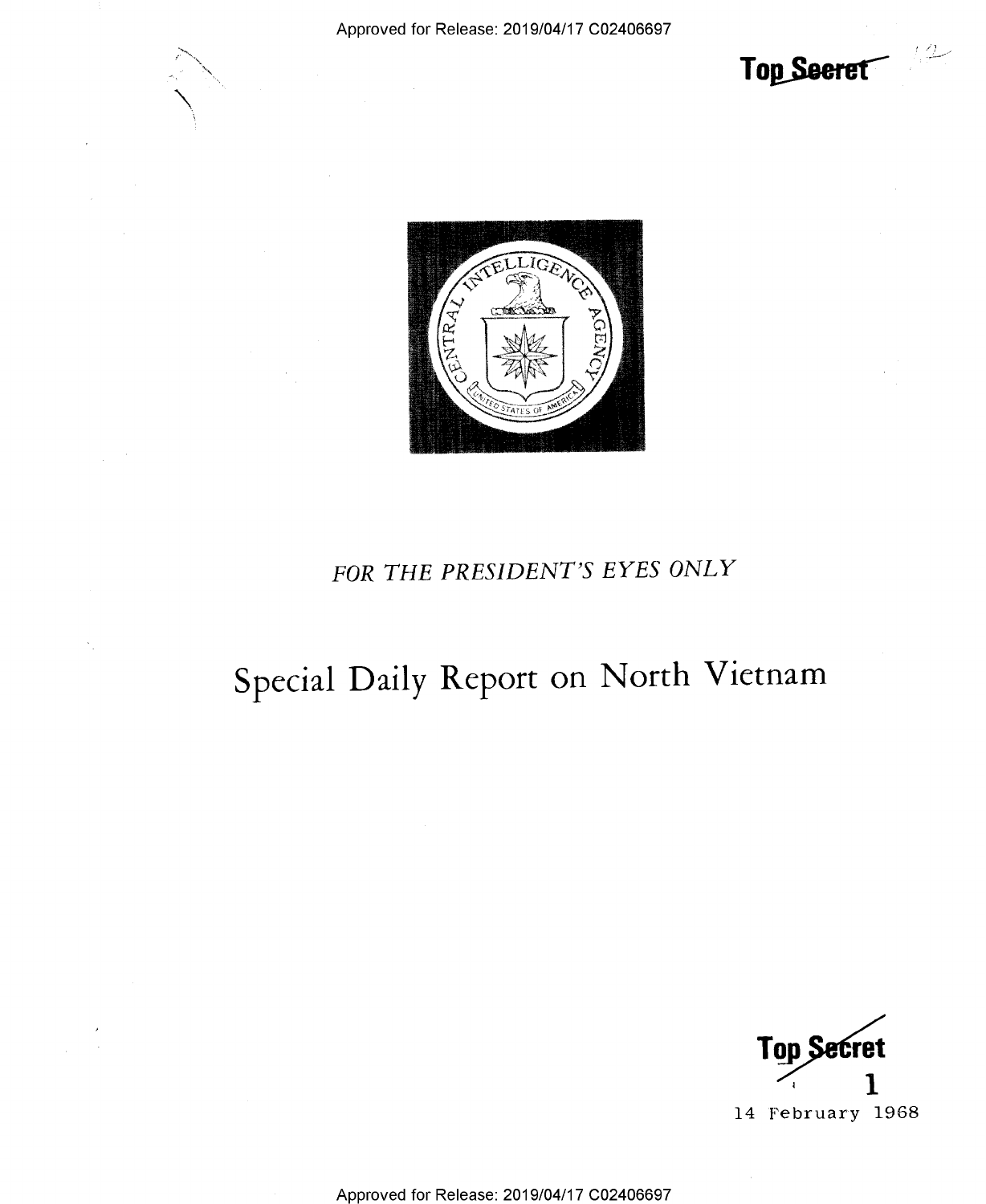Top Secret

*FOR THE PRESIDENT'S EYES ONLY*

# Special Daily Report on North Vietnam

Top Secret

1

14 February 1968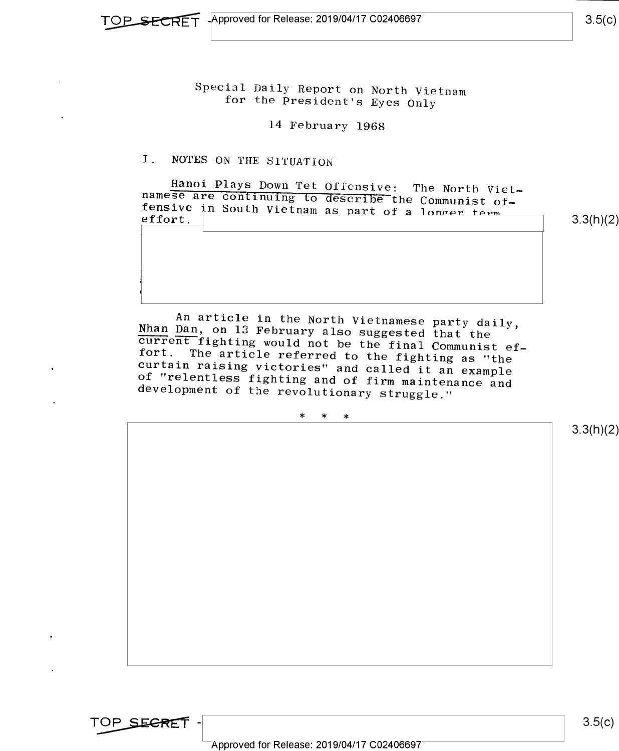Special Daily Report on North Vietnam
for the President's Eyes Only

14 February 1968

## I. NOTES ON THE SITUATION

Hanoi Plays Down Tet Offensive: The North Vietnamese are continuing to describe the Communist offensive in South Vietnam as part of a longer term effort.

An article in the North Vietnamese party daily, Nhan Dan, on 13 February also suggested that the current fighting would not be the final Communist effort. The article referred to the fighting as "the curtain raising victories" and called it an example of "relentless fighting and of firm maintenance and development of the revolutionary struggle."

* * *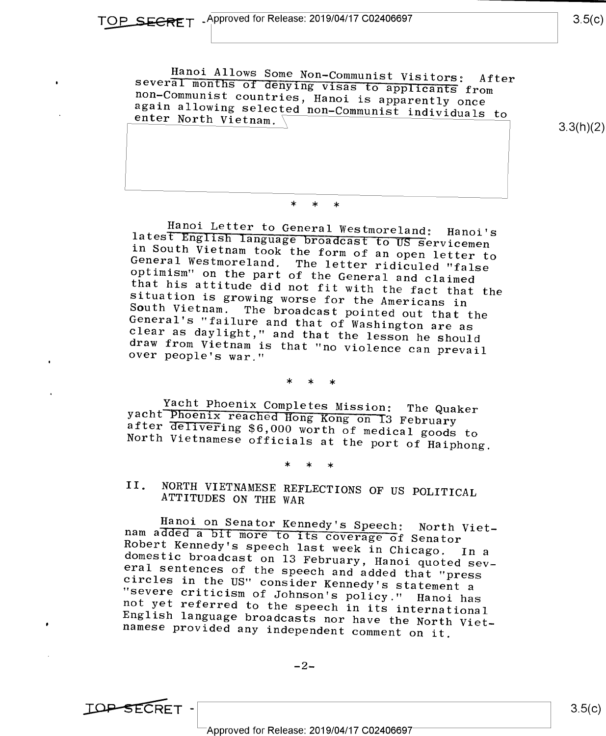Hanoi Allows Some Non-Communist Visitors: After several months of denying visas to applicants from non-Communist countries, Hanoi is apparently once again allowing selected non-Communist individuals to enter North Vietnam.

\* \* \*

Hanoi Letter to General Westmoreland: Hanoi's latest English language broadcast to US servicemen in South Vietnam took the form of an open letter to General Westmoreland. The letter ridiculed "false optimism" on the part of the General and claimed that his attitude did not fit with the fact that the situation is growing worse for the Americans in South Vietnam. The broadcast pointed out that the General's "failure and that of Washington are as clear as daylight," and that the lesson he should draw from Vietnam is that "no violence can prevail over people's war."

\* \* \*

Yacht Phoenix Completes Mission: The Quaker yacht Phoenix reached Hong Kong on 13 February after delivering $6,000 worth of medical goods to North Vietnamese officials at the port of Haiphong.

\* \* \*

## II. NORTH VIETNAMESE REFLECTIONS OF US POLITICAL ATTITUDES ON THE WAR

Hanoi on Senator Kennedy's Speech: North Vietnam added a bit more to its coverage of Senator Robert Kennedy's speech last week in Chicago. In a domestic broadcast on 13 February, Hanoi quoted several sentences of the speech and added that "press circles in the US" consider Kennedy's statement a "severe criticism of Johnson's policy." Hanoi has not yet referred to the speech in its international English language broadcasts nor have the North Vietnamese provided any independent comment on it.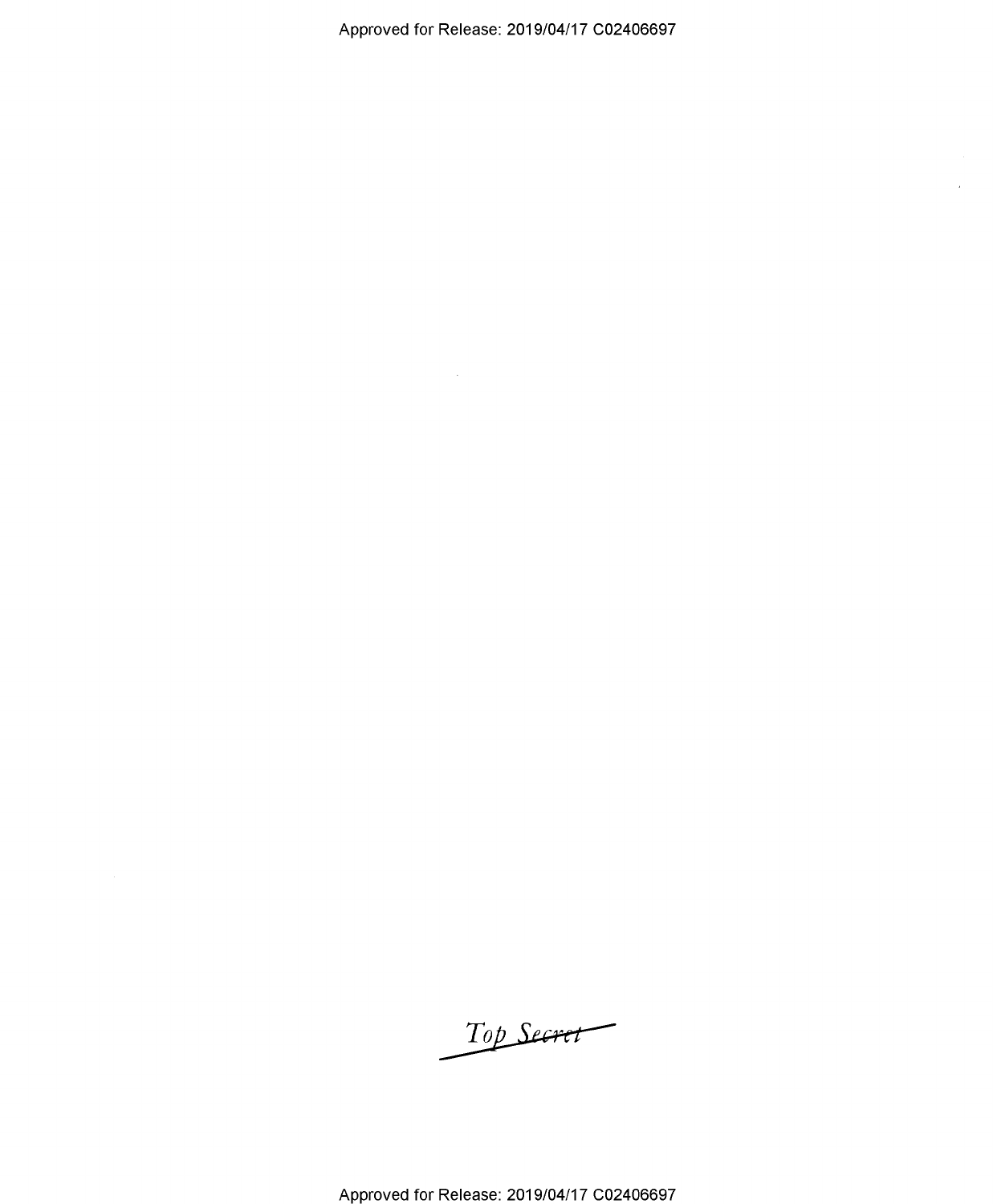Top Secret